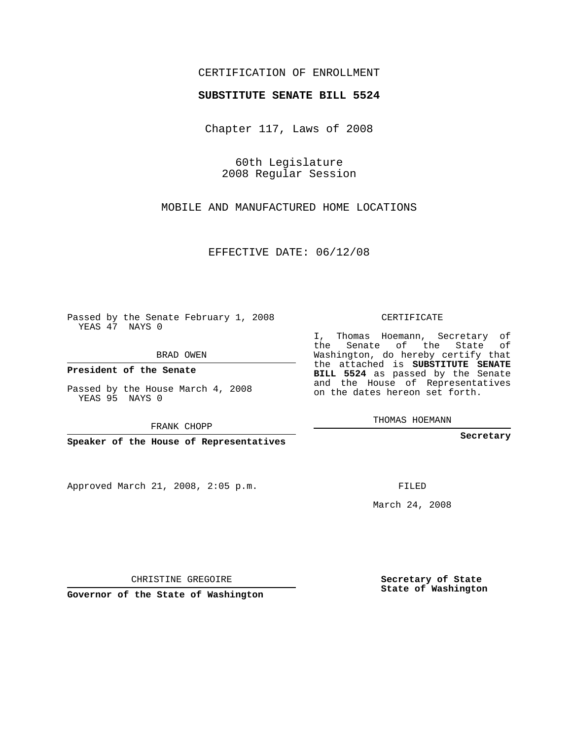CERTIFICATION OF ENROLLMENT

**SUBSTITUTE SENATE BILL 5524**

Chapter 117, Laws of 2008

60th Legislature
2008 Regular Session

MOBILE AND MANUFACTURED HOME LOCATIONS

EFFECTIVE DATE: 06/12/08

Passed by the Senate February 1, 2008
YEAS 47 NAYS 0

BRAD OWEN

**President of the Senate**

Passed by the House March 4, 2008
YEAS 95 NAYS 0

FRANK CHOPP

**Speaker of the House of Representatives**

Approved March 21, 2008, 2:05 p.m.

CHRISTINE GREGOIRE

**Governor of the State of Washington**

CERTIFICATE

I, Thomas Hoemann, Secretary of the Senate of the State of Washington, do hereby certify that the attached is **SUBSTITUTE SENATE BILL 5524** as passed by the Senate and the House of Representatives on the dates hereon set forth.

THOMAS HOEMANN

**Secretary**

FILED

March 24, 2008

**Secretary of State**
**State of Washington**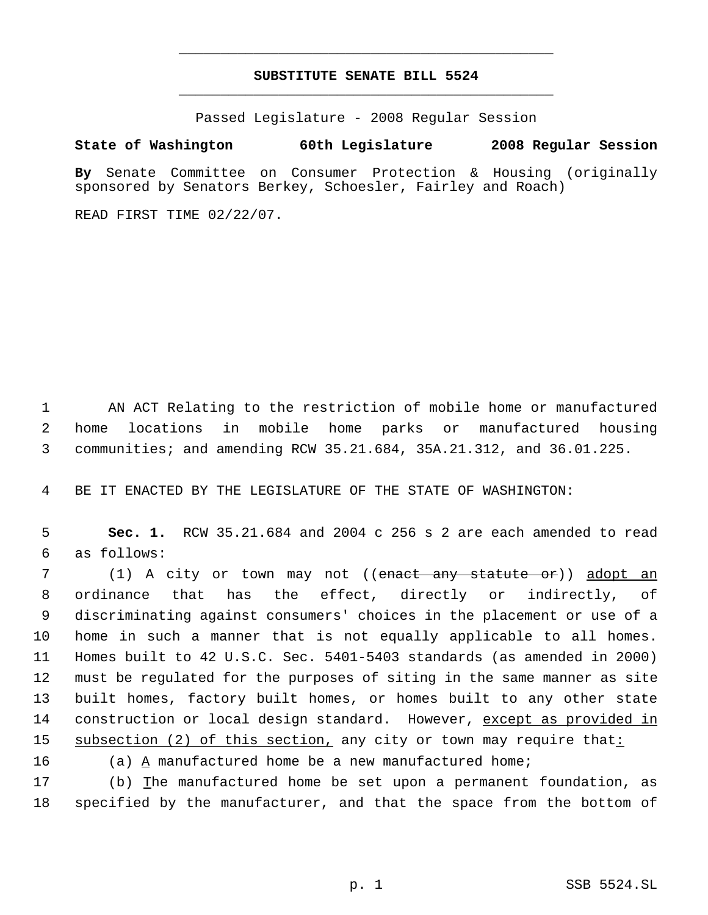**SUBSTITUTE SENATE BILL 5524**

Passed Legislature - 2008 Regular Session

**State of Washington 60th Legislature 2008 Regular Session**

**By** Senate Committee on Consumer Protection & Housing (originally sponsored by Senators Berkey, Schoesler, Fairley and Roach)

READ FIRST TIME 02/22/07.

AN ACT Relating to the restriction of mobile home or manufactured home locations in mobile home parks or manufactured housing communities; and amending RCW 35.21.684, 35A.21.312, and 36.01.225.

BE IT ENACTED BY THE LEGISLATURE OF THE STATE OF WASHINGTON:

**Sec. 1.** RCW 35.21.684 and 2004 c 256 s 2 are each amended to read as follows:

(1) A city or town may not ((~~enact any statute or~~)) adopt an ordinance that has the effect, directly or indirectly, of discriminating against consumers' choices in the placement or use of a home in such a manner that is not equally applicable to all homes. Homes built to 42 U.S.C. Sec. 5401-5403 standards (as amended in 2000) must be regulated for the purposes of siting in the same manner as site built homes, factory built homes, or homes built to any other state construction or local design standard. However, except as provided in subsection (2) of this section, any city or town may require that:

(a) A manufactured home be a new manufactured home;

(b) The manufactured home be set upon a permanent foundation, as specified by the manufacturer, and that the space from the bottom of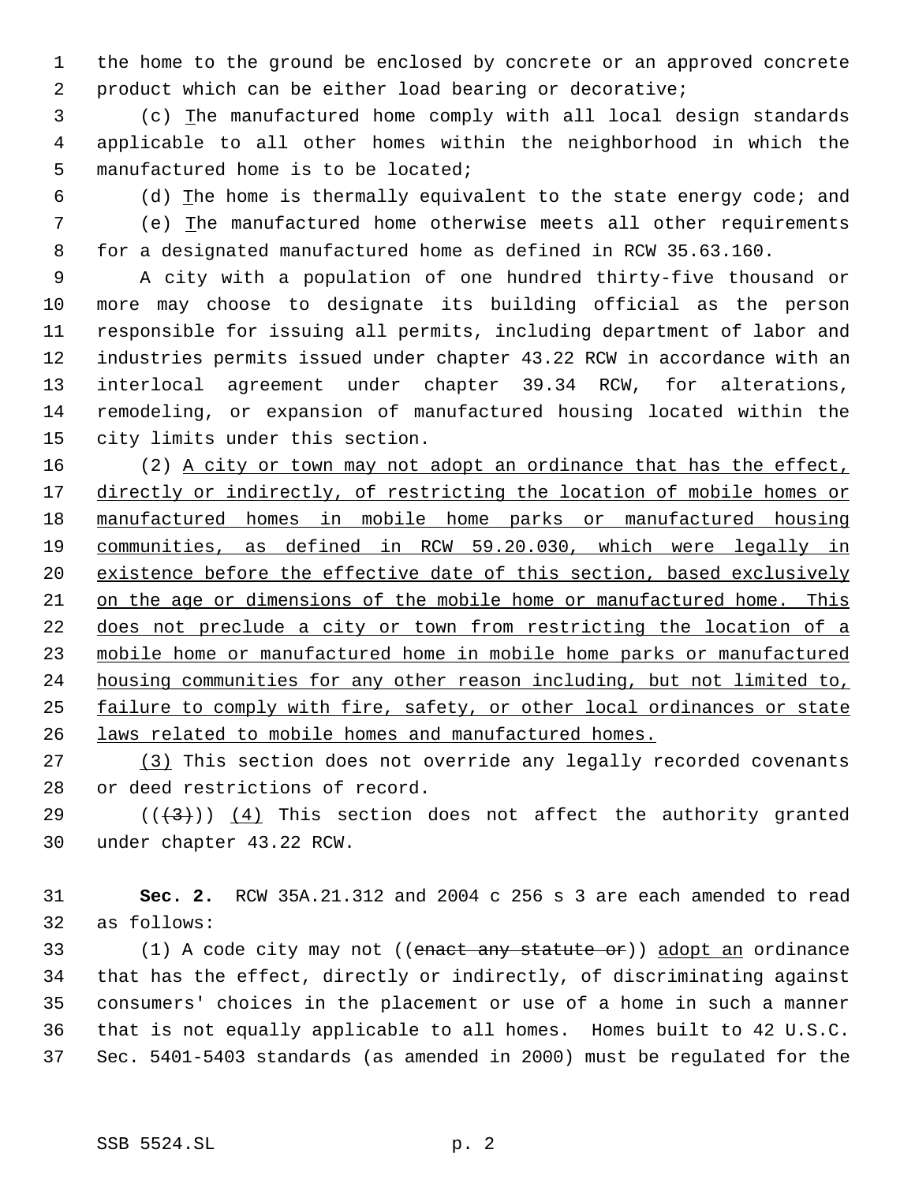the home to the ground be enclosed by concrete or an approved concrete product which can be either load bearing or decorative;

(c) The manufactured home comply with all local design standards applicable to all other homes within the neighborhood in which the manufactured home is to be located;

(d) The home is thermally equivalent to the state energy code; and

(e) The manufactured home otherwise meets all other requirements for a designated manufactured home as defined in RCW 35.63.160.

A city with a population of one hundred thirty-five thousand or more may choose to designate its building official as the person responsible for issuing all permits, including department of labor and industries permits issued under chapter 43.22 RCW in accordance with an interlocal agreement under chapter 39.34 RCW, for alterations, remodeling, or expansion of manufactured housing located within the city limits under this section.

(2) A city or town may not adopt an ordinance that has the effect, directly or indirectly, of restricting the location of mobile homes or manufactured homes in mobile home parks or manufactured housing communities, as defined in RCW 59.20.030, which were legally in existence before the effective date of this section, based exclusively on the age or dimensions of the mobile home or manufactured home. This does not preclude a city or town from restricting the location of a mobile home or manufactured home in mobile home parks or manufactured housing communities for any other reason including, but not limited to, failure to comply with fire, safety, or other local ordinances or state laws related to mobile homes and manufactured homes.

(3) This section does not override any legally recorded covenants or deed restrictions of record.

~~((3))~~ (4) This section does not affect the authority granted under chapter 43.22 RCW.

**Sec. 2.** RCW 35A.21.312 and 2004 c 256 s 3 are each amended to read as follows:

(1) A code city may not ((~~enact any statute or~~)) adopt an ordinance that has the effect, directly or indirectly, of discriminating against consumers' choices in the placement or use of a home in such a manner that is not equally applicable to all homes. Homes built to 42 U.S.C. Sec. 5401-5403 standards (as amended in 2000) must be regulated for the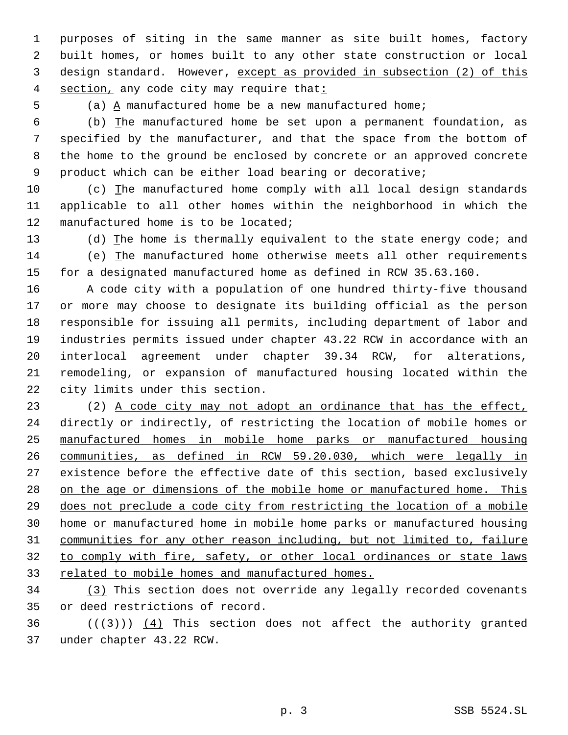purposes of siting in the same manner as site built homes, factory built homes, or homes built to any other state construction or local design standard. However, except as provided in subsection (2) of this section, any code city may require that:

(a) A manufactured home be a new manufactured home;

(b) The manufactured home be set upon a permanent foundation, as specified by the manufacturer, and that the space from the bottom of the home to the ground be enclosed by concrete or an approved concrete product which can be either load bearing or decorative;

(c) The manufactured home comply with all local design standards applicable to all other homes within the neighborhood in which the manufactured home is to be located;

(d) The home is thermally equivalent to the state energy code; and

(e) The manufactured home otherwise meets all other requirements for a designated manufactured home as defined in RCW 35.63.160.

A code city with a population of one hundred thirty-five thousand or more may choose to designate its building official as the person responsible for issuing all permits, including department of labor and industries permits issued under chapter 43.22 RCW in accordance with an interlocal agreement under chapter 39.34 RCW, for alterations, remodeling, or expansion of manufactured housing located within the city limits under this section.

(2) A code city may not adopt an ordinance that has the effect, directly or indirectly, of restricting the location of mobile homes or manufactured homes in mobile home parks or manufactured housing communities, as defined in RCW 59.20.030, which were legally in existence before the effective date of this section, based exclusively on the age or dimensions of the mobile home or manufactured home. This does not preclude a code city from restricting the location of a mobile home or manufactured home in mobile home parks or manufactured housing communities for any other reason including, but not limited to, failure to comply with fire, safety, or other local ordinances or state laws related to mobile homes and manufactured homes.

(3) This section does not override any legally recorded covenants or deed restrictions of record.

~~((3))~~ (4) This section does not affect the authority granted under chapter 43.22 RCW.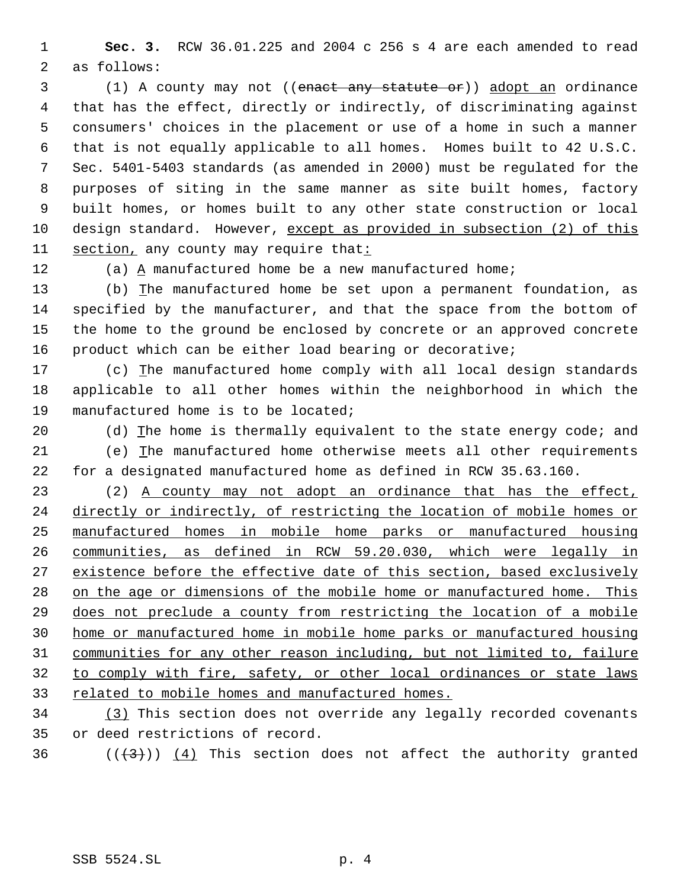**Sec. 3.** RCW 36.01.225 and 2004 c 256 s 4 are each amended to read as follows:

(1) A county may not ((~~enact any statute or~~)) adopt an ordinance that has the effect, directly or indirectly, of discriminating against consumers' choices in the placement or use of a home in such a manner that is not equally applicable to all homes. Homes built to 42 U.S.C. Sec. 5401-5403 standards (as amended in 2000) must be regulated for the purposes of siting in the same manner as site built homes, factory built homes, or homes built to any other state construction or local design standard. However, except as provided in subsection (2) of this section, any county may require that:

(a) A manufactured home be a new manufactured home;

(b) The manufactured home be set upon a permanent foundation, as specified by the manufacturer, and that the space from the bottom of the home to the ground be enclosed by concrete or an approved concrete product which can be either load bearing or decorative;

(c) The manufactured home comply with all local design standards applicable to all other homes within the neighborhood in which the manufactured home is to be located;

(d) The home is thermally equivalent to the state energy code; and

(e) The manufactured home otherwise meets all other requirements for a designated manufactured home as defined in RCW 35.63.160.

(2) A county may not adopt an ordinance that has the effect, directly or indirectly, of restricting the location of mobile homes or manufactured homes in mobile home parks or manufactured housing communities, as defined in RCW 59.20.030, which were legally in existence before the effective date of this section, based exclusively on the age or dimensions of the mobile home or manufactured home. This does not preclude a county from restricting the location of a mobile home or manufactured home in mobile home parks or manufactured housing communities for any other reason including, but not limited to, failure to comply with fire, safety, or other local ordinances or state laws related to mobile homes and manufactured homes.

(3) This section does not override any legally recorded covenants or deed restrictions of record.

((~~(3)~~)) (4) This section does not affect the authority granted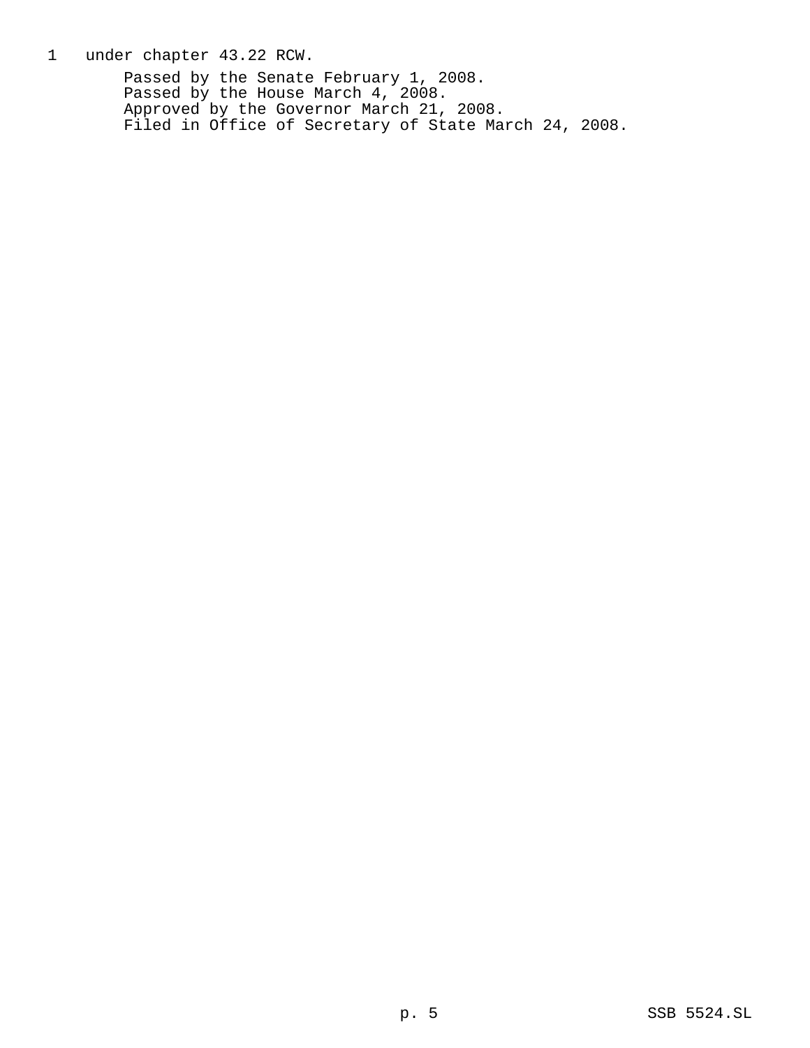under chapter 43.22 RCW.

Passed by the Senate February 1, 2008.
Passed by the House March 4, 2008.
Approved by the Governor March 21, 2008.
Filed in Office of Secretary of State March 24, 2008.